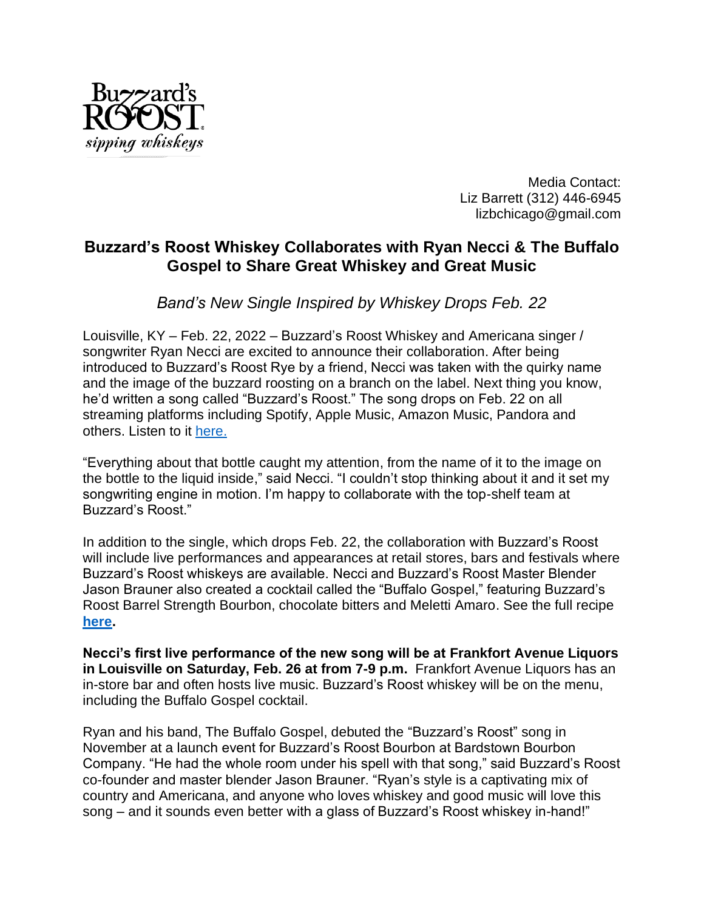Media Contact:
Liz Barrett (312) 446-6945
lizbchicago@gmail.com

# Buzzard's Roost Whiskey Collaborates with Ryan Necci & The Buffalo Gospel to Share Great Whiskey and Great Music

*Band's New Single Inspired by Whiskey Drops Feb. 22*

Louisville, KY – Feb. 22, 2022 – Buzzard's Roost Whiskey and Americana singer / songwriter Ryan Necci are excited to announce their collaboration. After being introduced to Buzzard's Roost Rye by a friend, Necci was taken with the quirky name and the image of the buzzard roosting on a branch on the label. Next thing you know, he'd written a song called "Buzzard's Roost." The song drops on Feb. 22 on all streaming platforms including Spotify, Apple Music, Amazon Music, Pandora and others. Listen to it here.

"Everything about that bottle caught my attention, from the name of it to the image on the bottle to the liquid inside," said Necci. "I couldn't stop thinking about it and it set my songwriting engine in motion. I'm happy to collaborate with the top-shelf team at Buzzard's Roost."

In addition to the single, which drops Feb. 22, the collaboration with Buzzard's Roost will include live performances and appearances at retail stores, bars and festivals where Buzzard's Roost whiskeys are available. Necci and Buzzard's Roost Master Blender Jason Brauner also created a cocktail called the "Buffalo Gospel," featuring Buzzard's Roost Barrel Strength Bourbon, chocolate bitters and Meletti Amaro. See the full recipe **here.**

**Necci's first live performance of the new song will be at Frankfort Avenue Liquors in Louisville on Saturday, Feb. 26 at from 7-9 p.m.** Frankfort Avenue Liquors has an in-store bar and often hosts live music. Buzzard's Roost whiskey will be on the menu, including the Buffalo Gospel cocktail.

Ryan and his band, The Buffalo Gospel, debuted the "Buzzard's Roost" song in November at a launch event for Buzzard's Roost Bourbon at Bardstown Bourbon Company. "He had the whole room under his spell with that song," said Buzzard's Roost co-founder and master blender Jason Brauner. "Ryan's style is a captivating mix of country and Americana, and anyone who loves whiskey and good music will love this song – and it sounds even better with a glass of Buzzard's Roost whiskey in-hand!"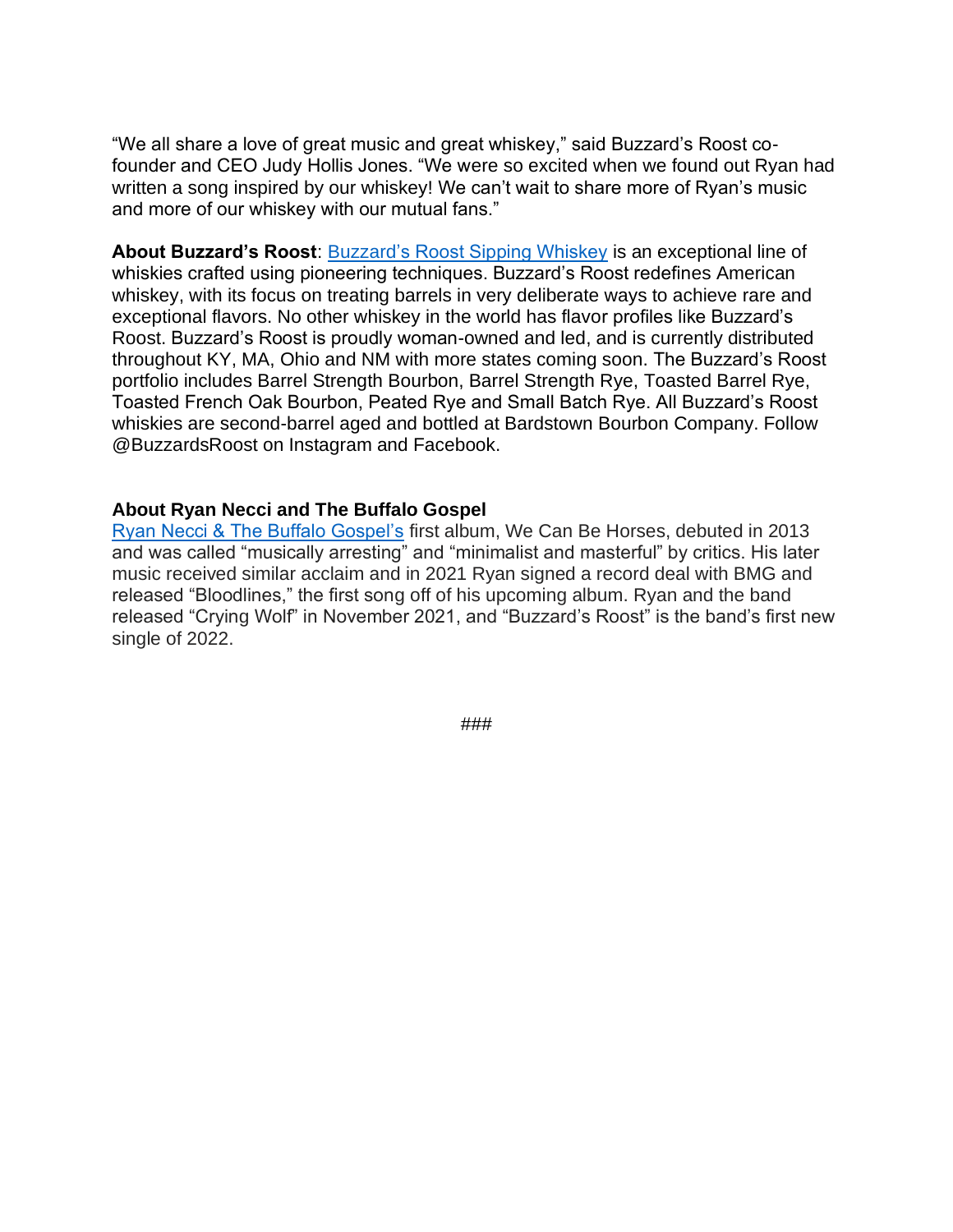"We all share a love of great music and great whiskey," said Buzzard's Roost co-founder and CEO Judy Hollis Jones. "We were so excited when we found out Ryan had written a song inspired by our whiskey! We can't wait to share more of Ryan's music and more of our whiskey with our mutual fans."

**About Buzzard's Roost**: Buzzard's Roost Sipping Whiskey is an exceptional line of whiskies crafted using pioneering techniques. Buzzard's Roost redefines American whiskey, with its focus on treating barrels in very deliberate ways to achieve rare and exceptional flavors. No other whiskey in the world has flavor profiles like Buzzard's Roost. Buzzard's Roost is proudly woman-owned and led, and is currently distributed throughout KY, MA, Ohio and NM with more states coming soon. The Buzzard's Roost portfolio includes Barrel Strength Bourbon, Barrel Strength Rye, Toasted Barrel Rye, Toasted French Oak Bourbon, Peated Rye and Small Batch Rye. All Buzzard's Roost whiskies are second-barrel aged and bottled at Bardstown Bourbon Company. Follow @BuzzardsRoost on Instagram and Facebook.

**About Ryan Necci and The Buffalo Gospel**

Ryan Necci & The Buffalo Gospel's first album, We Can Be Horses, debuted in 2013 and was called "musically arresting" and "minimalist and masterful" by critics. His later music received similar acclaim and in 2021 Ryan signed a record deal with BMG and released "Bloodlines," the first song off of his upcoming album. Ryan and the band released "Crying Wolf" in November 2021, and "Buzzard's Roost" is the band's first new single of 2022.

###